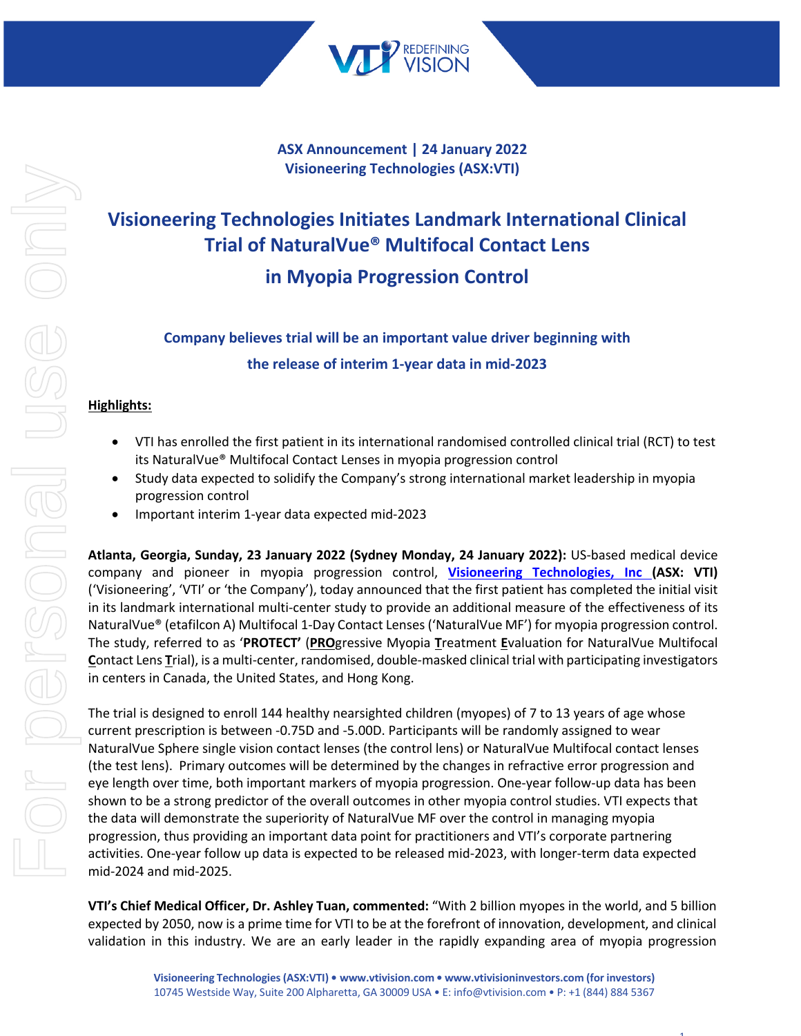**ASX Announcement | 24 January 2022**
**Visioneering Technologies (ASX:VTI)**

# Visioneering Technologies Initiates Landmark International Clinical Trial of NaturalVue® Multifocal Contact Lens in Myopia Progression Control

## Company believes trial will be an important value driver beginning with the release of interim 1-year data in mid-2023

**Highlights:**

- VTI has enrolled the first patient in its international randomised controlled clinical trial (RCT) to test its NaturalVue® Multifocal Contact Lenses in myopia progression control
- Study data expected to solidify the Company's strong international market leadership in myopia progression control
- Important interim 1-year data expected mid-2023

**Atlanta, Georgia, Sunday, 23 January 2022 (Sydney Monday, 24 January 2022):** US-based medical device company and pioneer in myopia progression control, **Visioneering Technologies, Inc (ASX: VTI)** ('Visioneering', 'VTI' or 'the Company'), today announced that the first patient has completed the initial visit in its landmark international multi-center study to provide an additional measure of the effectiveness of its NaturalVue® (etafilcon A) Multifocal 1-Day Contact Lenses ('NaturalVue MF') for myopia progression control. The study, referred to as '**PROTECT**' (**PRO**gressive Myopia **T**reatment **E**valuation for NaturalVue Multifocal **C**ontact Lens **T**rial), is a multi-center, randomised, double-masked clinical trial with participating investigators in centers in Canada, the United States, and Hong Kong.

The trial is designed to enroll 144 healthy nearsighted children (myopes) of 7 to 13 years of age whose current prescription is between -0.75D and -5.00D. Participants will be randomly assigned to wear NaturalVue Sphere single vision contact lenses (the control lens) or NaturalVue Multifocal contact lenses (the test lens). Primary outcomes will be determined by the changes in refractive error progression and eye length over time, both important markers of myopia progression. One-year follow-up data has been shown to be a strong predictor of the overall outcomes in other myopia control studies. VTI expects that the data will demonstrate the superiority of NaturalVue MF over the control in managing myopia progression, thus providing an important data point for practitioners and VTI's corporate partnering activities. One-year follow up data is expected to be released mid-2023, with longer-term data expected mid-2024 and mid-2025.

**VTI's Chief Medical Officer, Dr. Ashley Tuan, commented:** "With 2 billion myopes in the world, and 5 billion expected by 2050, now is a prime time for VTI to be at the forefront of innovation, development, and clinical validation in this industry. We are an early leader in the rapidly expanding area of myopia progression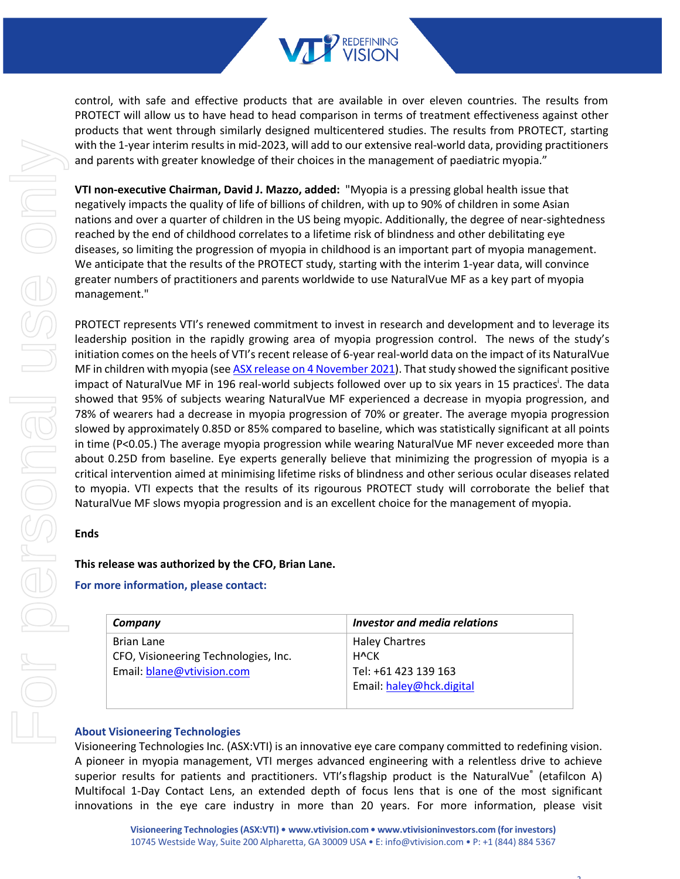control, with safe and effective products that are available in over eleven countries. The results from PROTECT will allow us to have head to head comparison in terms of treatment effectiveness against other products that went through similarly designed multicentered studies. The results from PROTECT, starting with the 1-year interim results in mid-2023, will add to our extensive real-world data, providing practitioners and parents with greater knowledge of their choices in the management of paediatric myopia."

**VTI non-executive Chairman, David J. Mazzo, added:** "Myopia is a pressing global health issue that negatively impacts the quality of life of billions of children, with up to 90% of children in some Asian nations and over a quarter of children in the US being myopic. Additionally, the degree of near-sightedness reached by the end of childhood correlates to a lifetime risk of blindness and other debilitating eye diseases, so limiting the progression of myopia in childhood is an important part of myopia management. We anticipate that the results of the PROTECT study, starting with the interim 1-year data, will convince greater numbers of practitioners and parents worldwide to use NaturalVue MF as a key part of myopia management."

PROTECT represents VTI's renewed commitment to invest in research and development and to leverage its leadership position in the rapidly growing area of myopia progression control. The news of the study's initiation comes on the heels of VTI's recent release of 6-year real-world data on the impact of its NaturalVue MF in children with myopia (see ASX release on 4 November 2021). That study showed the significant positive impact of NaturalVue MF in 196 real-world subjects followed over up to six years in 15 practices[i]. The data showed that 95% of subjects wearing NaturalVue MF experienced a decrease in myopia progression, and 78% of wearers had a decrease in myopia progression of 70% or greater. The average myopia progression slowed by approximately 0.85D or 85% compared to baseline, which was statistically significant at all points in time ($P<0.05$.) The average myopia progression while wearing NaturalVue MF never exceeded more than about 0.25D from baseline. Eye experts generally believe that minimizing the progression of myopia is a critical intervention aimed at minimising lifetime risks of blindness and other serious ocular diseases related to myopia. VTI expects that the results of its rigourous PROTECT study will corroborate the belief that NaturalVue MF slows myopia progression and is an excellent choice for the management of myopia.

**Ends**

**This release was authorized by the CFO, Brian Lane.**

**For more information, please contact:**

| *Company* | *Investor and media relations* |
|---|---|
| Brian Lane<br>CFO, Visioneering Technologies, Inc.<br>Email: blane@vtivision.com | Haley Chartres<br>H^CK<br>Tel: +61 423 139 163<br>Email: haley@hck.digital |

## About Visioneering Technologies

Visioneering Technologies Inc. (ASX:VTI) is an innovative eye care company committed to redefining vision. A pioneer in myopia management, VTI merges advanced engineering with a relentless drive to achieve superior results for patients and practitioners. VTI's flagship product is the NaturalVue® (etafilcon A) Multifocal 1-Day Contact Lens, an extended depth of focus lens that is one of the most significant innovations in the eye care industry in more than 20 years. For more information, please visit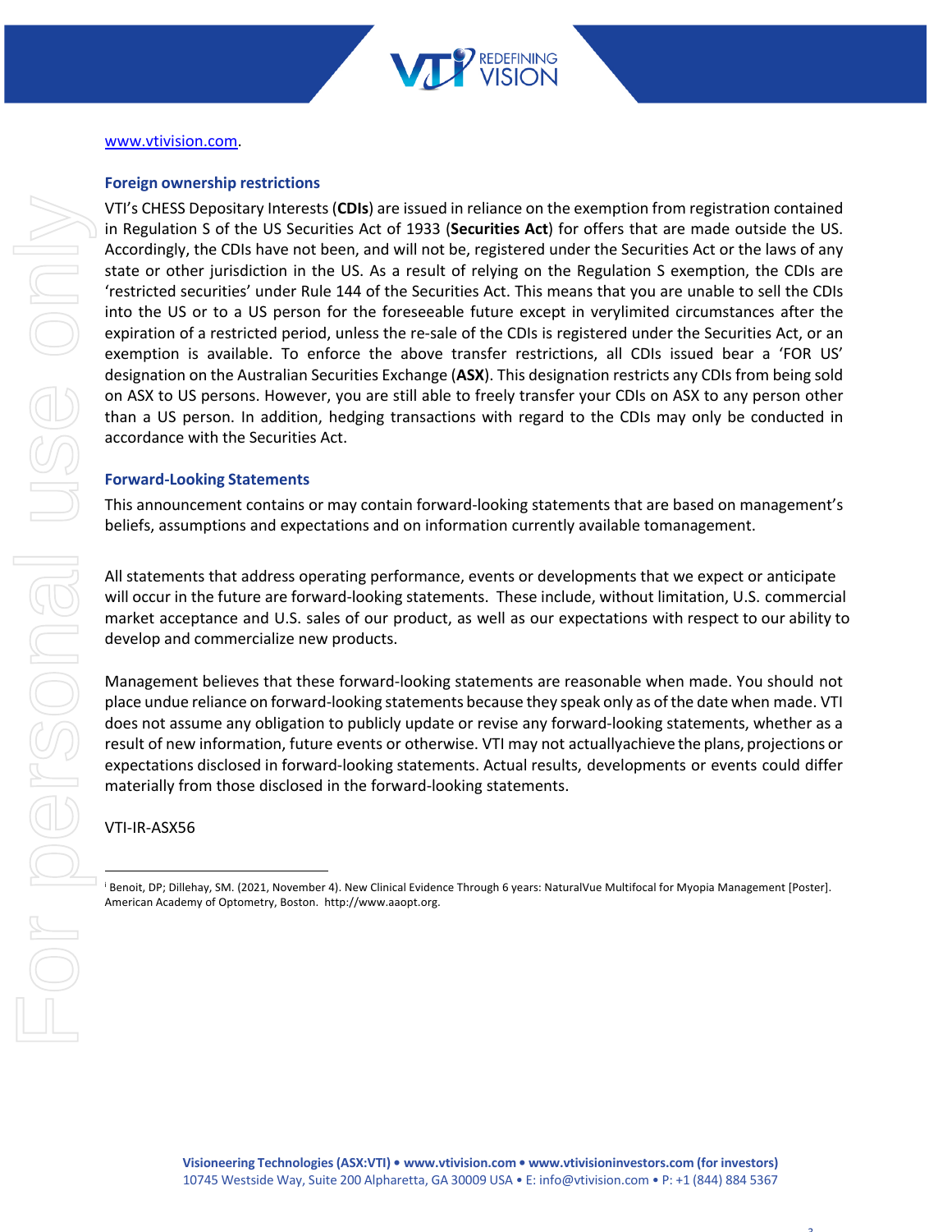www.vtivision.com.

## Foreign ownership restrictions

VTI's CHESS Depositary Interests (**CDIs**) are issued in reliance on the exemption from registration contained in Regulation S of the US Securities Act of 1933 (**Securities Act**) for offers that are made outside the US. Accordingly, the CDIs have not been, and will not be, registered under the Securities Act or the laws of any state or other jurisdiction in the US. As a result of relying on the Regulation S exemption, the CDIs are 'restricted securities' under Rule 144 of the Securities Act. This means that you are unable to sell the CDIs into the US or to a US person for the foreseeable future except in verylimited circumstances after the expiration of a restricted period, unless the re-sale of the CDIs is registered under the Securities Act, or an exemption is available. To enforce the above transfer restrictions, all CDIs issued bear a 'FOR US' designation on the Australian Securities Exchange (**ASX**). This designation restricts any CDIs from being sold on ASX to US persons. However, you are still able to freely transfer your CDIs on ASX to any person other than a US person. In addition, hedging transactions with regard to the CDIs may only be conducted in accordance with the Securities Act.

## Forward-Looking Statements

This announcement contains or may contain forward-looking statements that are based on management's beliefs, assumptions and expectations and on information currently available tomanagement.

All statements that address operating performance, events or developments that we expect or anticipate will occur in the future are forward-looking statements. These include, without limitation, U.S. commercial market acceptance and U.S. sales of our product, as well as our expectations with respect to our ability to develop and commercialize new products.

Management believes that these forward-looking statements are reasonable when made. You should not place undue reliance on forward-looking statements because they speak only as of the date when made. VTI does not assume any obligation to publicly update or revise any forward-looking statements, whether as a result of new information, future events or otherwise. VTI may not actuallyachieve the plans, projections or expectations disclosed in forward-looking statements. Actual results, developments or events could differ materially from those disclosed in the forward-looking statements.

VTI-IR-ASX56

---

[i] Benoit, DP; Dillehay, SM. (2021, November 4). New Clinical Evidence Through 6 years: NaturalVue Multifocal for Myopia Management [Poster]. American Academy of Optometry, Boston. http://www.aaopt.org.